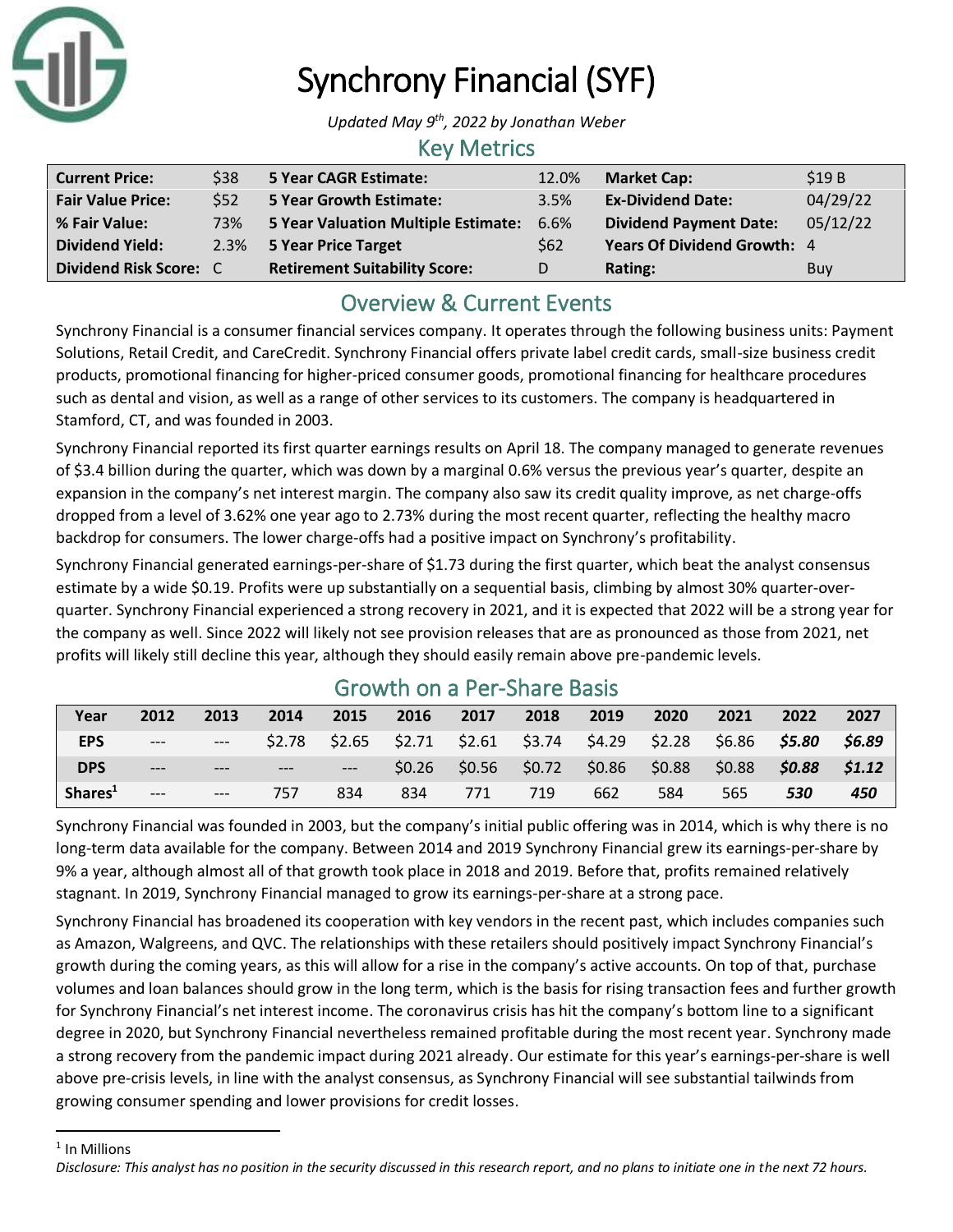# Synchrony Financial (SYF)

*Updated May 9th, 2022 by Jonathan Weber*

## Key Metrics

| | | | | | |
|---|---|---|---|---|---|
| **Current Price:** | $38 | **5 Year CAGR Estimate:** | 12.0% | **Market Cap:** | $19 B |
| **Fair Value Price:** | $52 | **5 Year Growth Estimate:** | 3.5% | **Ex-Dividend Date:** | 04/29/22 |
| **% Fair Value:** | 73% | **5 Year Valuation Multiple Estimate:** | 6.6% | **Dividend Payment Date:** | 05/12/22 |
| **Dividend Yield:** | 2.3% | **5 Year Price Target** | $62 | **Years Of Dividend Growth:** | 4 |
| **Dividend Risk Score:** | C | **Retirement Suitability Score:** | D | **Rating:** | Buy |

## Overview & Current Events

Synchrony Financial is a consumer financial services company. It operates through the following business units: Payment Solutions, Retail Credit, and CareCredit. Synchrony Financial offers private label credit cards, small-size business credit products, promotional financing for higher-priced consumer goods, promotional financing for healthcare procedures such as dental and vision, as well as a range of other services to its customers. The company is headquartered in Stamford, CT, and was founded in 2003.

Synchrony Financial reported its first quarter earnings results on April 18. The company managed to generate revenues of $3.4 billion during the quarter, which was down by a marginal 0.6% versus the previous year's quarter, despite an expansion in the company's net interest margin. The company also saw its credit quality improve, as net charge-offs dropped from a level of 3.62% one year ago to 2.73% during the most recent quarter, reflecting the healthy macro backdrop for consumers. The lower charge-offs had a positive impact on Synchrony's profitability.

Synchrony Financial generated earnings-per-share of $1.73 during the first quarter, which beat the analyst consensus estimate by a wide $0.19. Profits were up substantially on a sequential basis, climbing by almost 30% quarter-over-quarter. Synchrony Financial experienced a strong recovery in 2021, and it is expected that 2022 will be a strong year for the company as well. Since 2022 will likely not see provision releases that are as pronounced as those from 2021, net profits will likely still decline this year, although they should easily remain above pre-pandemic levels.

## Growth on a Per-Share Basis

| Year | 2012 | 2013 | 2014 | 2015 | 2016 | 2017 | 2018 | 2019 | 2020 | 2021 | 2022 | 2027 |
|---|---|---|---|---|---|---|---|---|---|---|---|---|
| **EPS** | --- | --- | $2.78 | $2.65 | $2.71 | $2.61 | $3.74 | $4.29 | $2.28 | $6.86 | ***$5.80*** | ***$6.89*** |
| **DPS** | --- | --- | --- | --- | $0.26 | $0.56 | $0.72 | $0.86 | $0.88 | $0.88 | ***$0.88*** | ***$1.12*** |
| **Shares[1]** | --- | --- | 757 | 834 | 834 | 771 | 719 | 662 | 584 | 565 | ***530*** | ***450*** |

Synchrony Financial was founded in 2003, but the company's initial public offering was in 2014, which is why there is no long-term data available for the company. Between 2014 and 2019 Synchrony Financial grew its earnings-per-share by 9% a year, although almost all of that growth took place in 2018 and 2019. Before that, profits remained relatively stagnant. In 2019, Synchrony Financial managed to grow its earnings-per-share at a strong pace.

Synchrony Financial has broadened its cooperation with key vendors in the recent past, which includes companies such as Amazon, Walgreens, and QVC. The relationships with these retailers should positively impact Synchrony Financial's growth during the coming years, as this will allow for a rise in the company's active accounts. On top of that, purchase volumes and loan balances should grow in the long term, which is the basis for rising transaction fees and further growth for Synchrony Financial's net interest income. The coronavirus crisis has hit the company's bottom line to a significant degree in 2020, but Synchrony Financial nevertheless remained profitable during the most recent year. Synchrony made a strong recovery from the pandemic impact during 2021 already. Our estimate for this year's earnings-per-share is well above pre-crisis levels, in line with the analyst consensus, as Synchrony Financial will see substantial tailwinds from growing consumer spending and lower provisions for credit losses.

[1] In Millions

*Disclosure: This analyst has no position in the security discussed in this research report, and no plans to initiate one in the next 72 hours.*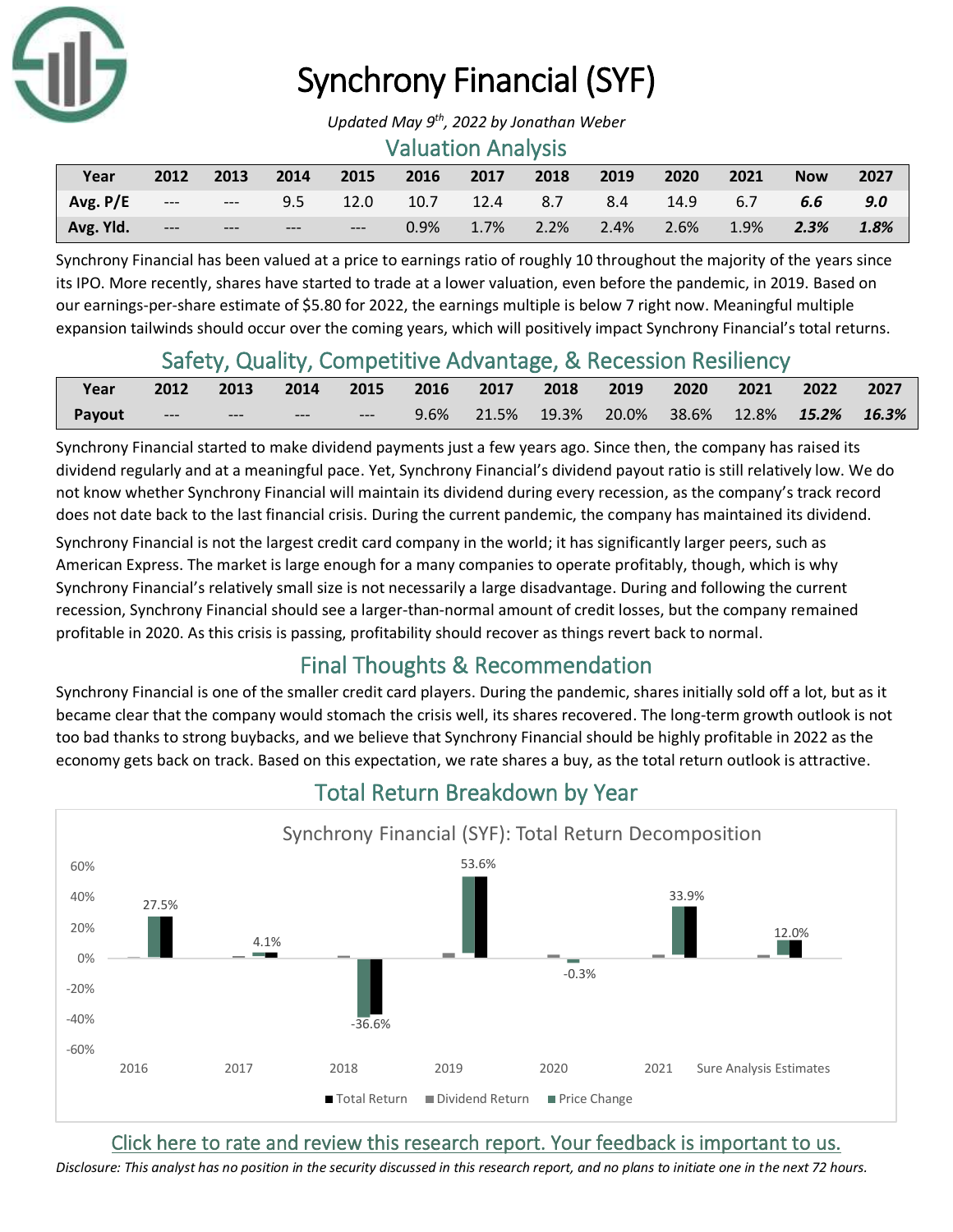# Synchrony Financial (SYF)

*Updated May 9th, 2022 by Jonathan Weber*

## Valuation Analysis

| Year | 2012 | 2013 | 2014 | 2015 | 2016 | 2017 | 2018 | 2019 | 2020 | 2021 | Now | 2027 |
|---|---|---|---|---|---|---|---|---|---|---|---|---|
| Avg. P/E | --- | --- | 9.5 | 12.0 | 10.7 | 12.4 | 8.7 | 8.4 | 14.9 | 6.7 | *6.6* | *9.0* |
| Avg. Yld. | --- | --- | --- | --- | 0.9% | 1.7% | 2.2% | 2.4% | 2.6% | 1.9% | *2.3%* | *1.8%* |

Synchrony Financial has been valued at a price to earnings ratio of roughly 10 throughout the majority of the years since its IPO. More recently, shares have started to trade at a lower valuation, even before the pandemic, in 2019. Based on our earnings-per-share estimate of $5.80 for 2022, the earnings multiple is below 7 right now. Meaningful multiple expansion tailwinds should occur over the coming years, which will positively impact Synchrony Financial's total returns.

## Safety, Quality, Competitive Advantage, & Recession Resiliency

| Year | 2012 | 2013 | 2014 | 2015 | 2016 | 2017 | 2018 | 2019 | 2020 | 2021 | 2022 | 2027 |
|---|---|---|---|---|---|---|---|---|---|---|---|---|
| Payout | --- | --- | --- | --- | 9.6% | 21.5% | 19.3% | 20.0% | 38.6% | 12.8% | *15.2%* | *16.3%* |

Synchrony Financial started to make dividend payments just a few years ago. Since then, the company has raised its dividend regularly and at a meaningful pace. Yet, Synchrony Financial's dividend payout ratio is still relatively low. We do not know whether Synchrony Financial will maintain its dividend during every recession, as the company's track record does not date back to the last financial crisis. During the current pandemic, the company has maintained its dividend.

Synchrony Financial is not the largest credit card company in the world; it has significantly larger peers, such as American Express. The market is large enough for a many companies to operate profitably, though, which is why Synchrony Financial's relatively small size is not necessarily a large disadvantage. During and following the current recession, Synchrony Financial should see a larger-than-normal amount of credit losses, but the company remained profitable in 2020. As this crisis is passing, profitability should recover as things revert back to normal.

## Final Thoughts & Recommendation

Synchrony Financial is one of the smaller credit card players. During the pandemic, shares initially sold off a lot, but as it became clear that the company would stomach the crisis well, its shares recovered. The long-term growth outlook is not too bad thanks to strong buybacks, and we believe that Synchrony Financial should be highly profitable in 2022 as the economy gets back on track. Based on this expectation, we rate shares a buy, as the total return outlook is attractive.

## Total Return Breakdown by Year

Synchrony Financial (SYF): Total Return Decomposition

| | 2016 | 2017 | 2018 | 2019 | 2020 | 2021 | Sure Analysis Estimates |
|---|---|---|---|---|---|---|---|
| Total Return | 27.5% | 4.1% | -36.6% | 53.6% | -0.3% | 33.9% | 12.0% |

Legend: Total Return, Dividend Return, Price Change

Click here to rate and review this research report. Your feedback is important to us.

*Disclosure: This analyst has no position in the security discussed in this research report, and no plans to initiate one in the next 72 hours.*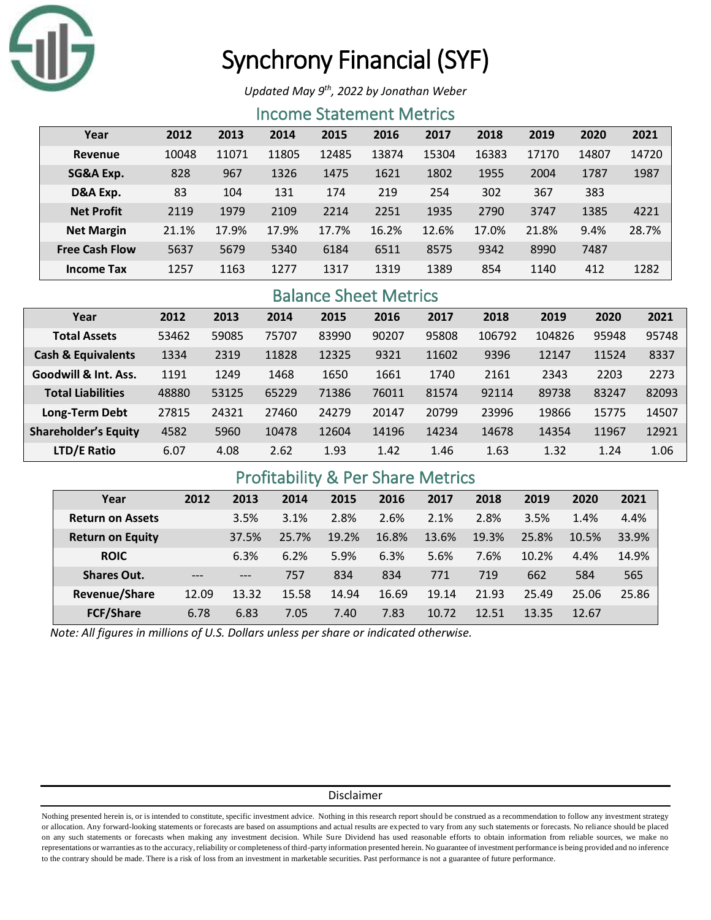# Synchrony Financial (SYF)

*Updated May 9th, 2022 by Jonathan Weber*

## Income Statement Metrics

| Year | 2012 | 2013 | 2014 | 2015 | 2016 | 2017 | 2018 | 2019 | 2020 | 2021 |
|---|---|---|---|---|---|---|---|---|---|---|
| Revenue | 10048 | 11071 | 11805 | 12485 | 13874 | 15304 | 16383 | 17170 | 14807 | 14720 |
| SG&A Exp. | 828 | 967 | 1326 | 1475 | 1621 | 1802 | 1955 | 2004 | 1787 | 1987 |
| D&A Exp. | 83 | 104 | 131 | 174 | 219 | 254 | 302 | 367 | 383 | |
| Net Profit | 2119 | 1979 | 2109 | 2214 | 2251 | 1935 | 2790 | 3747 | 1385 | 4221 |
| Net Margin | 21.1% | 17.9% | 17.9% | 17.7% | 16.2% | 12.6% | 17.0% | 21.8% | 9.4% | 28.7% |
| Free Cash Flow | 5637 | 5679 | 5340 | 6184 | 6511 | 8575 | 9342 | 8990 | 7487 | |
| Income Tax | 1257 | 1163 | 1277 | 1317 | 1319 | 1389 | 854 | 1140 | 412 | 1282 |

## Balance Sheet Metrics

| Year | 2012 | 2013 | 2014 | 2015 | 2016 | 2017 | 2018 | 2019 | 2020 | 2021 |
|---|---|---|---|---|---|---|---|---|---|---|
| Total Assets | 53462 | 59085 | 75707 | 83990 | 90207 | 95808 | 106792 | 104826 | 95948 | 95748 |
| Cash & Equivalents | 1334 | 2319 | 11828 | 12325 | 9321 | 11602 | 9396 | 12147 | 11524 | 8337 |
| Goodwill & Int. Ass. | 1191 | 1249 | 1468 | 1650 | 1661 | 1740 | 2161 | 2343 | 2203 | 2273 |
| Total Liabilities | 48880 | 53125 | 65229 | 71386 | 76011 | 81574 | 92114 | 89738 | 83247 | 82093 |
| Long-Term Debt | 27815 | 24321 | 27460 | 24279 | 20147 | 20799 | 23996 | 19866 | 15775 | 14507 |
| Shareholder's Equity | 4582 | 5960 | 10478 | 12604 | 14196 | 14234 | 14678 | 14354 | 11967 | 12921 |
| LTD/E Ratio | 6.07 | 4.08 | 2.62 | 1.93 | 1.42 | 1.46 | 1.63 | 1.32 | 1.24 | 1.06 |

## Profitability & Per Share Metrics

| Year | 2012 | 2013 | 2014 | 2015 | 2016 | 2017 | 2018 | 2019 | 2020 | 2021 |
|---|---|---|---|---|---|---|---|---|---|---|
| Return on Assets | | 3.5% | 3.1% | 2.8% | 2.6% | 2.1% | 2.8% | 3.5% | 1.4% | 4.4% |
| Return on Equity | | 37.5% | 25.7% | 19.2% | 16.8% | 13.6% | 19.3% | 25.8% | 10.5% | 33.9% |
| ROIC | | 6.3% | 6.2% | 5.9% | 6.3% | 5.6% | 7.6% | 10.2% | 4.4% | 14.9% |
| Shares Out. | --- | --- | 757 | 834 | 834 | 771 | 719 | 662 | 584 | 565 |
| Revenue/Share | 12.09 | 13.32 | 15.58 | 14.94 | 16.69 | 19.14 | 21.93 | 25.49 | 25.06 | 25.86 |
| FCF/Share | 6.78 | 6.83 | 7.05 | 7.40 | 7.83 | 10.72 | 12.51 | 13.35 | 12.67 | |

*Note: All figures in millions of U.S. Dollars unless per share or indicated otherwise.*

Disclaimer

Nothing presented herein is, or is intended to constitute, specific investment advice. Nothing in this research report should be construed as a recommendation to follow any investment strategy or allocation. Any forward-looking statements or forecasts are based on assumptions and actual results are expected to vary from any such statements or forecasts. No reliance should be placed on any such statements or forecasts when making any investment decision. While Sure Dividend has used reasonable efforts to obtain information from reliable sources, we make no representations or warranties as to the accuracy, reliability or completeness of third-party information presented herein. No guarantee of investment performance is being provided and no inference to the contrary should be made. There is a risk of loss from an investment in marketable securities. Past performance is not a guarantee of future performance.